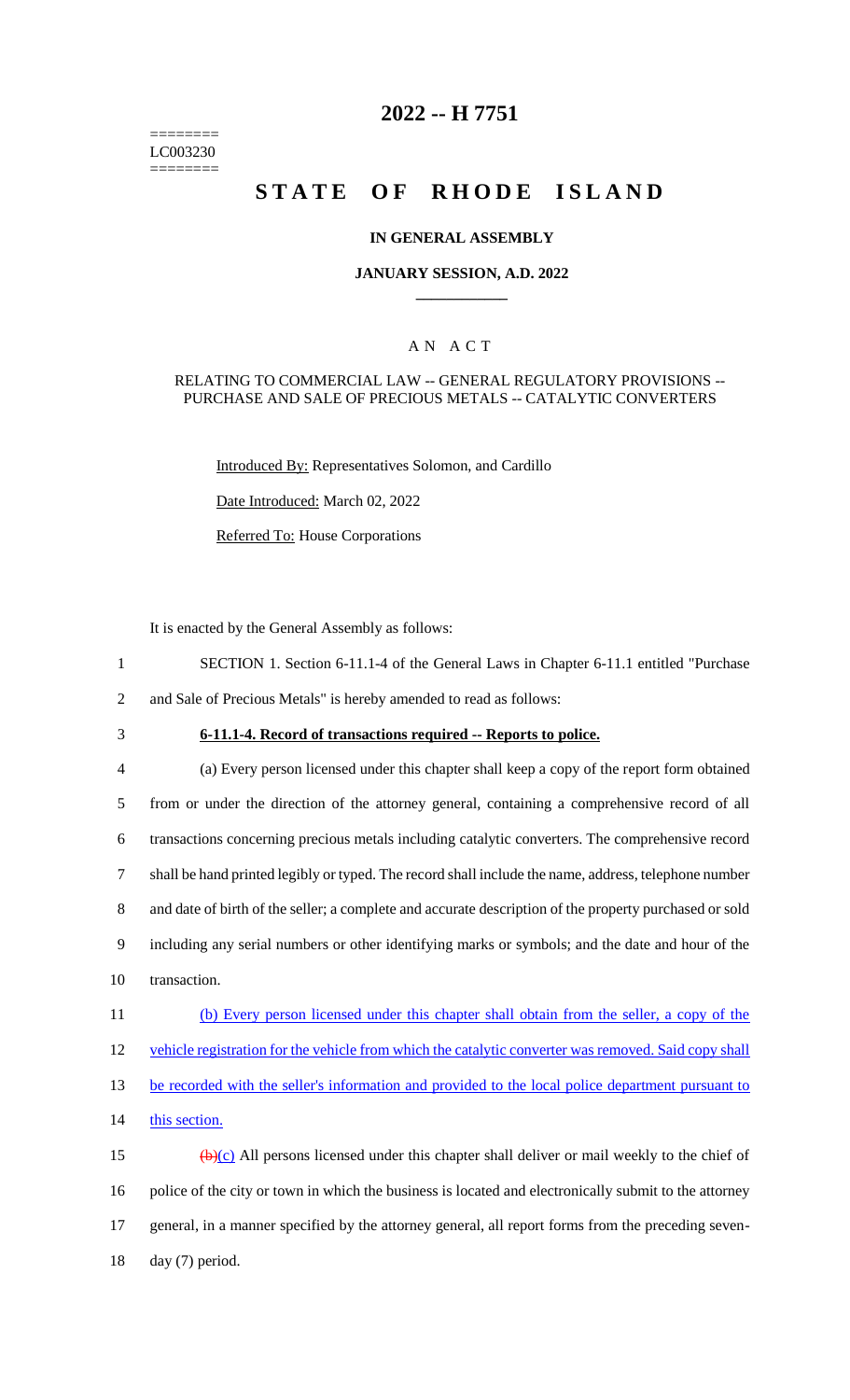========
LC003230
========

# 2022 -- H 7751

# STATE OF RHODE ISLAND

**IN GENERAL ASSEMBLY**

**JANUARY SESSION, A.D. 2022**

____________

A N A C T

RELATING TO COMMERCIAL LAW -- GENERAL REGULATORY PROVISIONS -- PURCHASE AND SALE OF PRECIOUS METALS -- CATALYTIC CONVERTERS

Introduced By: Representatives Solomon, and Cardillo

Date Introduced: March 02, 2022

Referred To: House Corporations

It is enacted by the General Assembly as follows:

1 SECTION 1. Section 6-11.1-4 of the General Laws in Chapter 6-11.1 entitled "Purchase
2 and Sale of Precious Metals" is hereby amended to read as follows:

3 **6-11.1-4. Record of transactions required -- Reports to police.**

4 (a) Every person licensed under this chapter shall keep a copy of the report form obtained
5 from or under the direction of the attorney general, containing a comprehensive record of all
6 transactions concerning precious metals including catalytic converters. The comprehensive record
7 shall be hand printed legibly or typed. The record shall include the name, address, telephone number
8 and date of birth of the seller; a complete and accurate description of the property purchased or sold
9 including any serial numbers or other identifying marks or symbols; and the date and hour of the
10 transaction.

11 (b) Every person licensed under this chapter shall obtain from the seller, a copy of the
12 vehicle registration for the vehicle from which the catalytic converter was removed. Said copy shall
13 be recorded with the seller's information and provided to the local police department pursuant to
14 this section.

15 ~~(b)~~(c) All persons licensed under this chapter shall deliver or mail weekly to the chief of
16 police of the city or town in which the business is located and electronically submit to the attorney
17 general, in a manner specified by the attorney general, all report forms from the preceding seven-
18 day (7) period.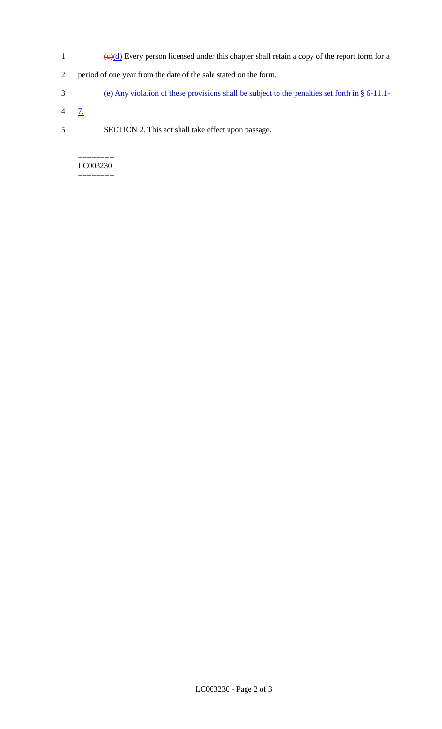~~(c)~~(d) Every person licensed under this chapter shall retain a copy of the report form for a period of one year from the date of the sale stated on the form.

(e) Any violation of these provisions shall be subject to the penalties set forth in § 6-11.1-7.

SECTION 2. This act shall take effect upon passage.

========
LC003230
========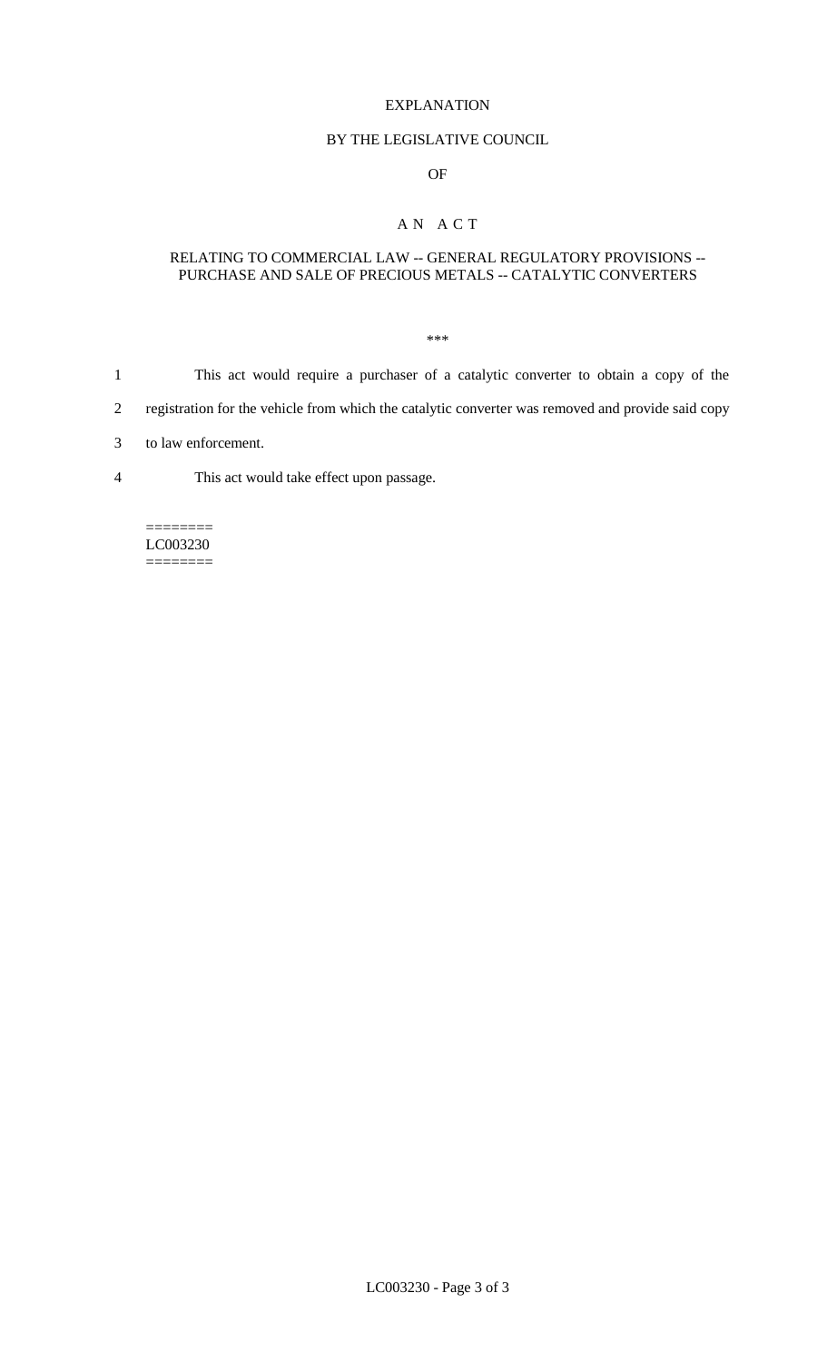EXPLANATION

BY THE LEGISLATIVE COUNCIL

OF

# A N A C T

RELATING TO COMMERCIAL LAW -- GENERAL REGULATORY PROVISIONS -- PURCHASE AND SALE OF PRECIOUS METALS -- CATALYTIC CONVERTERS

\*\*\*

1 This act would require a purchaser of a catalytic converter to obtain a copy of the
2 registration for the vehicle from which the catalytic converter was removed and provide said copy
3 to law enforcement.
4 This act would take effect upon passage.

========
LC003230
========